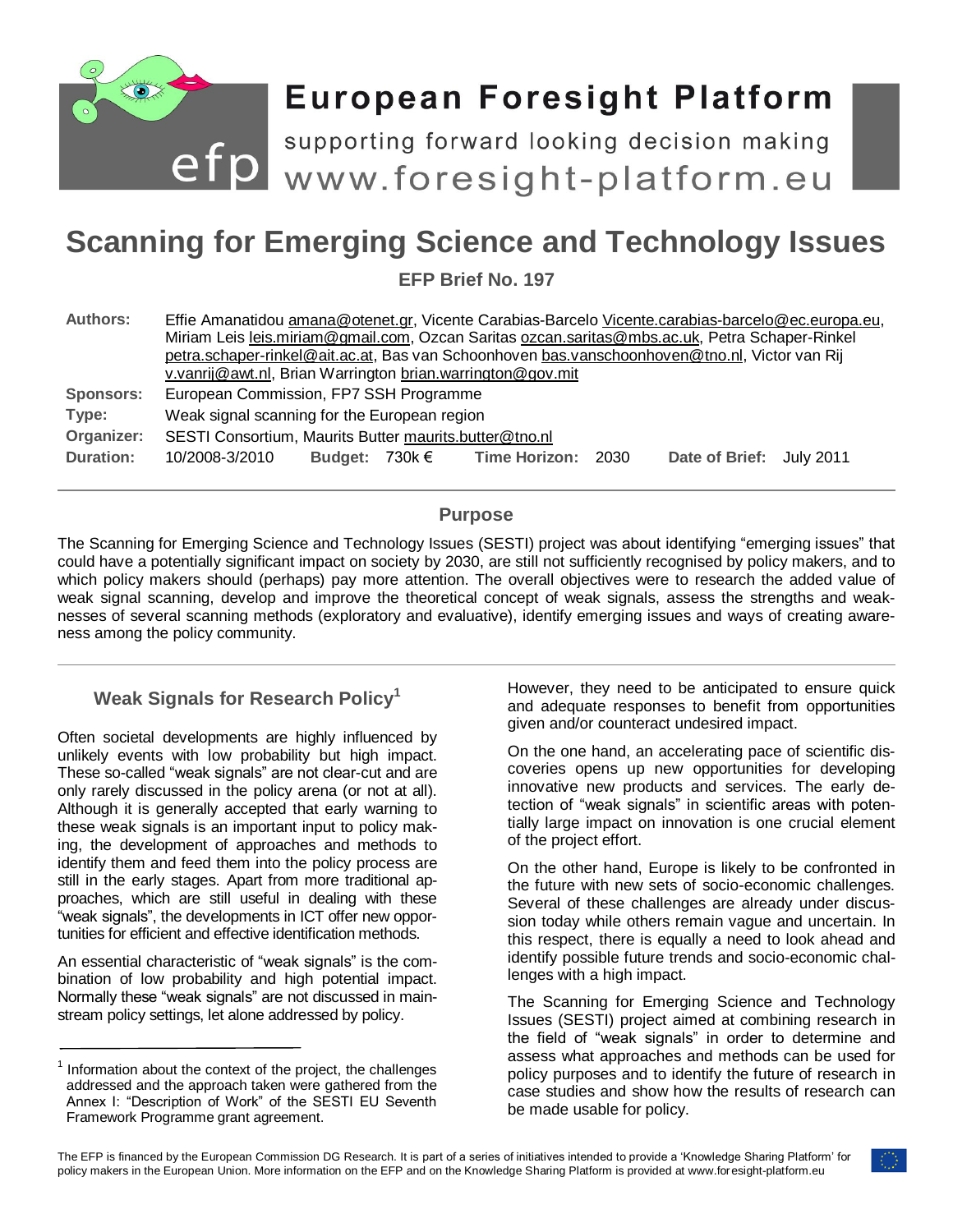# European Foresight Platform

supporting forward looking decision making

www.foresight-platform.eu

# Scanning for Emerging Science and Technology Issues

**EFP Brief No. 197**

| | |
|---|---|
| **Authors:** | Effie Amanatidou amana@otenet.gr, Vicente Carabias-Barcelo Vicente.carabias-barcelo@ec.europa.eu, Miriam Leis leis.miriam@gmail.com, Ozcan Saritas ozcan.saritas@mbs.ac.uk, Petra Schaper-Rinkel petra.schaper-rinkel@ait.ac.at, Bas van Schoonhoven bas.vanschoonhoven@tno.nl, Victor van Rij v.vanrij@awt.nl, Brian Warrington brian.warrington@gov.mit |
| **Sponsors:** | European Commission, FP7 SSH Programme |
| **Type:** | Weak signal scanning for the European region |
| **Organizer:** | SESTI Consortium, Maurits Butter maurits.butter@tno.nl |
| **Duration:** | 10/2008-3/2010 **Budget:** 730k € **Time Horizon:** 2030 **Date of Brief:** July 2011 |

## Purpose

The Scanning for Emerging Science and Technology Issues (SESTI) project was about identifying "emerging issues" that could have a potentially significant impact on society by 2030, are still not sufficiently recognised by policy makers, and to which policy makers should (perhaps) pay more attention. The overall objectives were to research the added value of weak signal scanning, develop and improve the theoretical concept of weak signals, assess the strengths and weaknesses of several scanning methods (exploratory and evaluative), identify emerging issues and ways of creating awareness among the policy community.

## Weak Signals for Research Policy[1]

Often societal developments are highly influenced by unlikely events with low probability but high impact. These so-called "weak signals" are not clear-cut and are only rarely discussed in the policy arena (or not at all). Although it is generally accepted that early warning to these weak signals is an important input to policy making, the development of approaches and methods to identify them and feed them into the policy process are still in the early stages. Apart from more traditional approaches, which are still useful in dealing with these "weak signals", the developments in ICT offer new opportunities for efficient and effective identification methods.

An essential characteristic of "weak signals" is the combination of low probability and high potential impact. Normally these "weak signals" are not discussed in mainstream policy settings, let alone addressed by policy. However, they need to be anticipated to ensure quick and adequate responses to benefit from opportunities given and/or counteract undesired impact.

On the one hand, an accelerating pace of scientific discoveries opens up new opportunities for developing innovative new products and services. The early detection of "weak signals" in scientific areas with potentially large impact on innovation is one crucial element of the project effort.

On the other hand, Europe is likely to be confronted in the future with new sets of socio-economic challenges. Several of these challenges are already under discussion today while others remain vague and uncertain. In this respect, there is equally a need to look ahead and identify possible future trends and socio-economic challenges with a high impact.

The Scanning for Emerging Science and Technology Issues (SESTI) project aimed at combining research in the field of "weak signals" in order to determine and assess what approaches and methods can be used for policy purposes and to identify the future of research in case studies and show how the results of research can be made usable for policy.

[1] Information about the context of the project, the challenges addressed and the approach taken were gathered from the Annex I: "Description of Work" of the SESTI EU Seventh Framework Programme grant agreement.

The EFP is financed by the European Commission DG Research. It is part of a series of initiatives intended to provide a 'Knowledge Sharing Platform' for policy makers in the European Union. More information on the EFP and on the Knowledge Sharing Platform is provided at www.foresight-platform.eu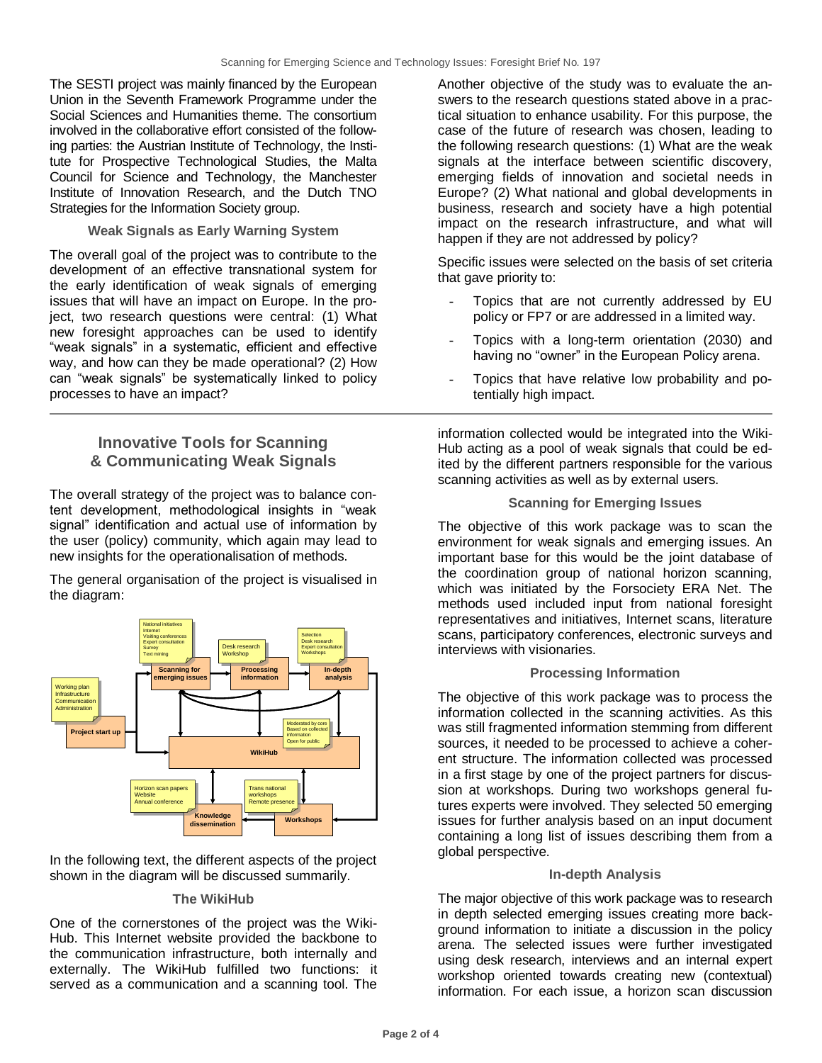The SESTI project was mainly financed by the European Union in the Seventh Framework Programme under the Social Sciences and Humanities theme. The consortium involved in the collaborative effort consisted of the following parties: the Austrian Institute of Technology, the Institute for Prospective Technological Studies, the Malta Council for Science and Technology, the Manchester Institute of Innovation Research, and the Dutch TNO Strategies for the Information Society group.

### Weak Signals as Early Warning System

The overall goal of the project was to contribute to the development of an effective transnational system for the early identification of weak signals of emerging issues that will have an impact on Europe. In the project, two research questions were central: (1) What new foresight approaches can be used to identify "weak signals" in a systematic, efficient and effective way, and how can they be made operational? (2) How can "weak signals" be systematically linked to policy processes to have an impact?

Another objective of the study was to evaluate the answers to the research questions stated above in a practical situation to enhance usability. For this purpose, the case of the future of research was chosen, leading to the following research questions: (1) What are the weak signals at the interface between scientific discovery, emerging fields of innovation and societal needs in Europe? (2) What national and global developments in business, research and society have a high potential impact on the research infrastructure, and what will happen if they are not addressed by policy?

Specific issues were selected on the basis of set criteria that gave priority to:

- Topics that are not currently addressed by EU policy or FP7 or are addressed in a limited way.
- Topics with a long-term orientation (2030) and having no "owner" in the European Policy arena.
- Topics that have relative low probability and potentially high impact.

## Innovative Tools for Scanning & Communicating Weak Signals

The overall strategy of the project was to balance content development, methodological insights in "weak signal" identification and actual use of information by the user (policy) community, which again may lead to new insights for the operationalisation of methods.

The general organisation of the project is visualised in the diagram:

In the following text, the different aspects of the project shown in the diagram will be discussed summarily.

### The WikiHub

One of the cornerstones of the project was the WikiHub. This Internet website provided the backbone to the communication infrastructure, both internally and externally. The WikiHub fulfilled two functions: it served as a communication and a scanning tool. The information collected would be integrated into the WikiHub acting as a pool of weak signals that could be edited by the different partners responsible for the various scanning activities as well as by external users.

### Scanning for Emerging Issues

The objective of this work package was to scan the environment for weak signals and emerging issues. An important base for this would be the joint database of the coordination group of national horizon scanning, which was initiated by the Forsociety ERA Net. The methods used included input from national foresight representatives and initiatives, Internet scans, literature scans, participatory conferences, electronic surveys and interviews with visionaries.

### Processing Information

The objective of this work package was to process the information collected in the scanning activities. As this was still fragmented information stemming from different sources, it needed to be processed to achieve a coherent structure. The information collected was processed in a first stage by one of the project partners for discussion at workshops. During two workshops general futures experts were involved. They selected 50 emerging issues for further analysis based on an input document containing a long list of issues describing them from a global perspective.

### In-depth Analysis

The major objective of this work package was to research in depth selected emerging issues creating more background information to initiate a discussion in the policy arena. The selected issues were further investigated using desk research, interviews and an internal expert workshop oriented towards creating new (contextual) information. For each issue, a horizon scan discussion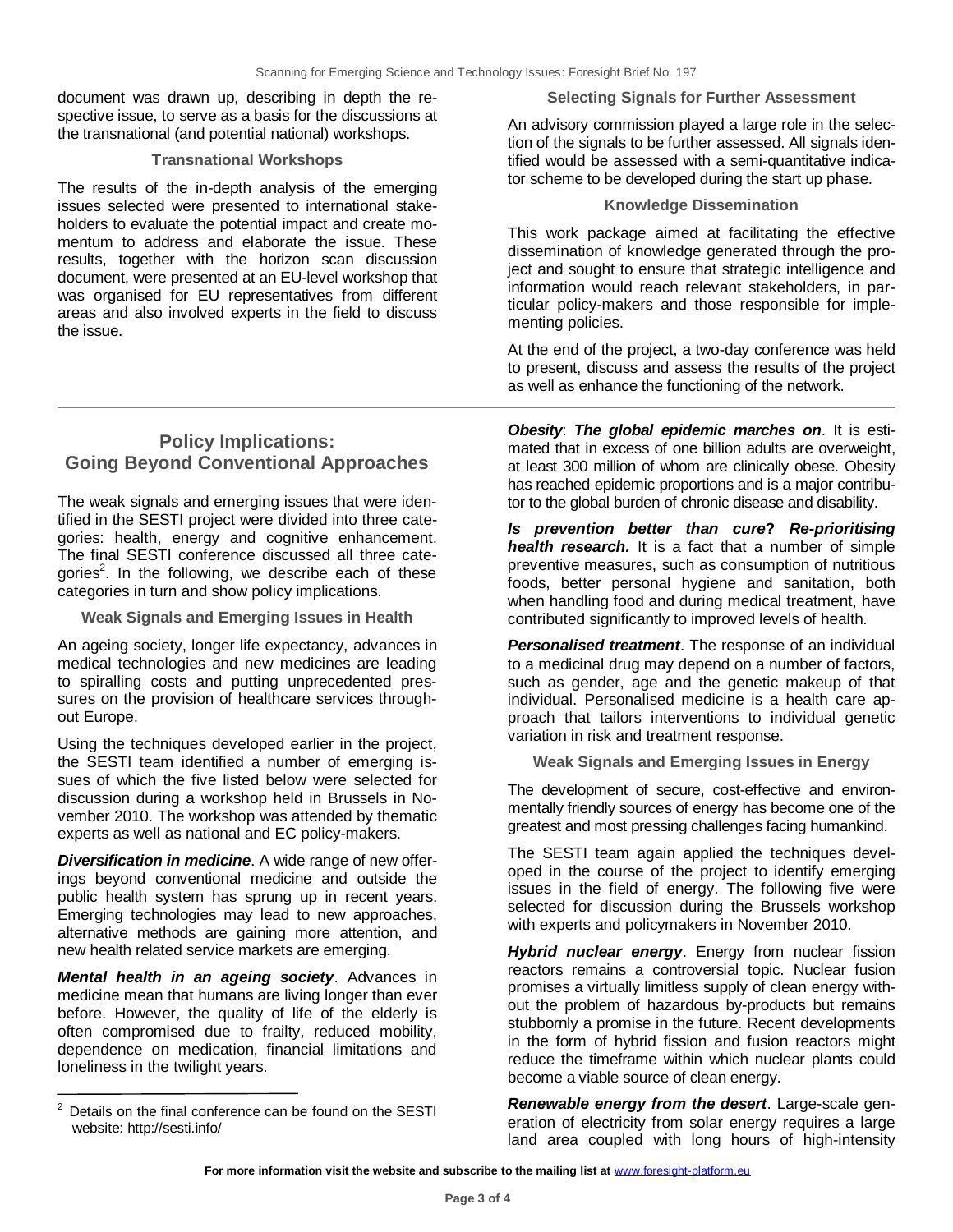document was drawn up, describing in depth the respective issue, to serve as a basis for the discussions at the transnational (and potential national) workshops.

### Transnational Workshops

The results of the in-depth analysis of the emerging issues selected were presented to international stakeholders to evaluate the potential impact and create momentum to address and elaborate the issue. These results, together with the horizon scan discussion document, were presented at an EU-level workshop that was organised for EU representatives from different areas and also involved experts in the field to discuss the issue.

### Selecting Signals for Further Assessment

An advisory commission played a large role in the selection of the signals to be further assessed. All signals identified would be assessed with a semi-quantitative indicator scheme to be developed during the start up phase.

### Knowledge Dissemination

This work package aimed at facilitating the effective dissemination of knowledge generated through the project and sought to ensure that strategic intelligence and information would reach relevant stakeholders, in particular policy-makers and those responsible for implementing policies.

At the end of the project, a two-day conference was held to present, discuss and assess the results of the project as well as enhance the functioning of the network.

## Policy Implications: Going Beyond Conventional Approaches

The weak signals and emerging issues that were identified in the SESTI project were divided into three categories: health, energy and cognitive enhancement. The final SESTI conference discussed all three categories[2]. In the following, we describe each of these categories in turn and show policy implications.

### Weak Signals and Emerging Issues in Health

An ageing society, longer life expectancy, advances in medical technologies and new medicines are leading to spiralling costs and putting unprecedented pressures on the provision of healthcare services throughout Europe.

Using the techniques developed earlier in the project, the SESTI team identified a number of emerging issues of which the five listed below were selected for discussion during a workshop held in Brussels in November 2010. The workshop was attended by thematic experts as well as national and EC policy-makers.

***Diversification in medicine***. A wide range of new offerings beyond conventional medicine and outside the public health system has sprung up in recent years. Emerging technologies may lead to new approaches, alternative methods are gaining more attention, and new health related service markets are emerging.

***Mental health in an ageing society***. Advances in medicine mean that humans are living longer than ever before. However, the quality of life of the elderly is often compromised due to frailty, reduced mobility, dependence on medication, financial limitations and loneliness in the twilight years.

***Obesity***: ***The global epidemic marches on***. It is estimated that in excess of one billion adults are overweight, at least 300 million of whom are clinically obese. Obesity has reached epidemic proportions and is a major contributor to the global burden of chronic disease and disability.

***Is prevention better than cure? Re-prioritising health research.*** It is a fact that a number of simple preventive measures, such as consumption of nutritious foods, better personal hygiene and sanitation, both when handling food and during medical treatment, have contributed significantly to improved levels of health.

***Personalised treatment***. The response of an individual to a medicinal drug may depend on a number of factors, such as gender, age and the genetic makeup of that individual. Personalised medicine is a health care approach that tailors interventions to individual genetic variation in risk and treatment response.

### Weak Signals and Emerging Issues in Energy

The development of secure, cost-effective and environmentally friendly sources of energy has become one of the greatest and most pressing challenges facing humankind.

The SESTI team again applied the techniques developed in the course of the project to identify emerging issues in the field of energy. The following five were selected for discussion during the Brussels workshop with experts and policymakers in November 2010.

***Hybrid nuclear energy***. Energy from nuclear fission reactors remains a controversial topic. Nuclear fusion promises a virtually limitless supply of clean energy without the problem of hazardous by-products but remains stubbornly a promise in the future. Recent developments in the form of hybrid fission and fusion reactors might reduce the timeframe within which nuclear plants could become a viable source of clean energy.

***Renewable energy from the desert***. Large-scale generation of electricity from solar energy requires a large land area coupled with long hours of high-intensity

[2] Details on the final conference can be found on the SESTI website: http://sesti.info/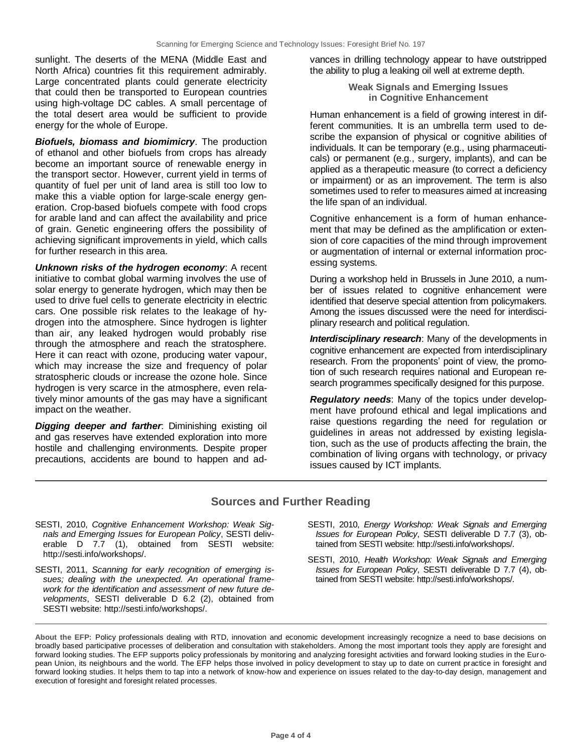sunlight. The deserts of the MENA (Middle East and North Africa) countries fit this requirement admirably. Large concentrated plants could generate electricity that could then be transported to European countries using high-voltage DC cables. A small percentage of the total desert area would be sufficient to provide energy for the whole of Europe.

***Biofuels, biomass and biomimicry***. The production of ethanol and other biofuels from crops has already become an important source of renewable energy in the transport sector. However, current yield in terms of quantity of fuel per unit of land area is still too low to make this a viable option for large-scale energy generation. Crop-based biofuels compete with food crops for arable land and can affect the availability and price of grain. Genetic engineering offers the possibility of achieving significant improvements in yield, which calls for further research in this area.

***Unknown risks of the hydrogen economy***: A recent initiative to combat global warming involves the use of solar energy to generate hydrogen, which may then be used to drive fuel cells to generate electricity in electric cars. One possible risk relates to the leakage of hydrogen into the atmosphere. Since hydrogen is lighter than air, any leaked hydrogen would probably rise through the atmosphere and reach the stratosphere. Here it can react with ozone, producing water vapour, which may increase the size and frequency of polar stratospheric clouds or increase the ozone hole. Since hydrogen is very scarce in the atmosphere, even relatively minor amounts of the gas may have a significant impact on the weather.

***Digging deeper and farther***: Diminishing existing oil and gas reserves have extended exploration into more hostile and challenging environments. Despite proper precautions, accidents are bound to happen and advances in drilling technology appear to have outstripped the ability to plug a leaking oil well at extreme depth.

### Weak Signals and Emerging Issues in Cognitive Enhancement

Human enhancement is a field of growing interest in different communities. It is an umbrella term used to describe the expansion of physical or cognitive abilities of individuals. It can be temporary (e.g., using pharmaceuticals) or permanent (e.g., surgery, implants), and can be applied as a therapeutic measure (to correct a deficiency or impairment) or as an improvement. The term is also sometimes used to refer to measures aimed at increasing the life span of an individual.

Cognitive enhancement is a form of human enhancement that may be defined as the amplification or extension of core capacities of the mind through improvement or augmentation of internal or external information processing systems.

During a workshop held in Brussels in June 2010, a number of issues related to cognitive enhancement were identified that deserve special attention from policymakers. Among the issues discussed were the need for interdisciplinary research and political regulation.

***Interdisciplinary research***: Many of the developments in cognitive enhancement are expected from interdisciplinary research. From the proponents' point of view, the promotion of such research requires national and European research programmes specifically designed for this purpose.

***Regulatory needs***: Many of the topics under development have profound ethical and legal implications and raise questions regarding the need for regulation or guidelines in areas not addressed by existing legislation, such as the use of products affecting the brain, the combination of living organs with technology, or privacy issues caused by ICT implants.

## Sources and Further Reading

SESTI, 2010, *Cognitive Enhancement Workshop: Weak Signals and Emerging Issues for European Policy*, SESTI deliverable D 7.7 (1), obtained from SESTI website: http://sesti.info/workshops/.

SESTI, 2011, *Scanning for early recognition of emerging issues; dealing with the unexpected. An operational framework for the identification and assessment of new future developments*, SESTI deliverable D 6.2 (2), obtained from SESTI website: http://sesti.info/workshops/.

SESTI, 2010, *Energy Workshop: Weak Signals and Emerging Issues for European Policy*, SESTI deliverable D 7.7 (3), obtained from SESTI website: http://sesti.info/workshops/.

SESTI, 2010, *Health Workshop: Weak Signals and Emerging Issues for European Policy*, SESTI deliverable D 7.7 (4), obtained from SESTI website: http://sesti.info/workshops/.

**About the EFP:** Policy professionals dealing with RTD, innovation and economic development increasingly recognize a need to base decisions on broadly based participative processes of deliberation and consultation with stakeholders. Among the most important tools they apply are foresight and forward looking studies. The EFP supports policy professionals by monitoring and analyzing foresight activities and forward looking studies in the European Union, its neighbours and the world. The EFP helps those involved in policy development to stay up to date on current practice in foresight and forward looking studies. It helps them to tap into a network of know-how and experience on issues related to the day-to-day design, management and execution of foresight and foresight related processes.